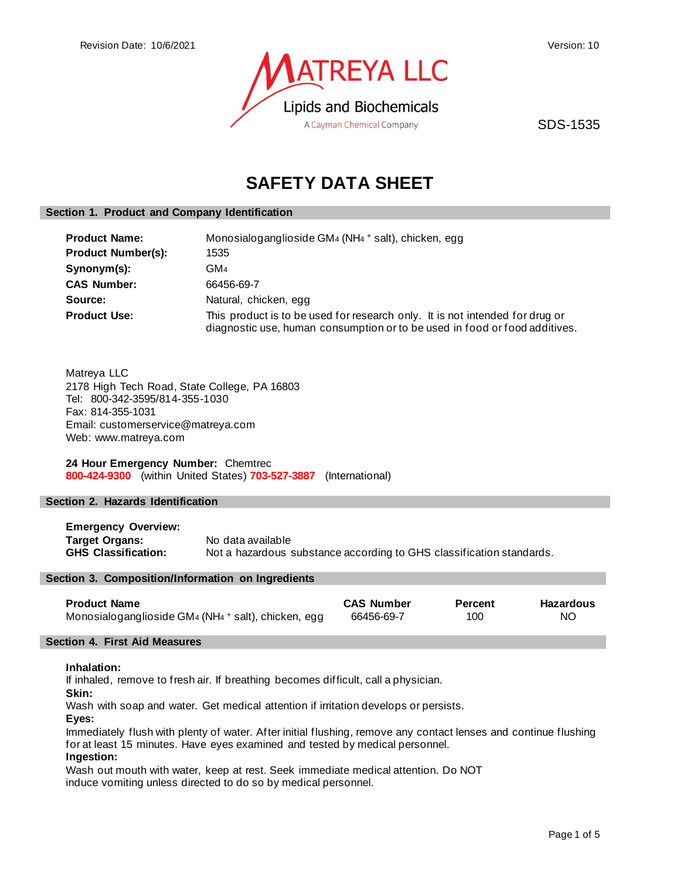Revision Date: 10/6/2021

Version: 10

MATREYA LLC
Lipids and Biochemicals
A Cayman Chemical Company

SDS-1535

# SAFETY DATA SHEET

## Section 1. Product and Company Identification

| | |
|---|---|
| **Product Name:** | Monosialoganglioside $GM_4$ ($NH_4^+$ salt), chicken, egg |
| **Product Number(s):** | 1535 |
| **Synonym(s):** | $GM_4$ |
| **CAS Number:** | 66456-69-7 |
| **Source:** | Natural, chicken, egg |
| **Product Use:** | This product is to be used for research only. It is not intended for drug or diagnostic use, human consumption or to be used in food or food additives. |

Matreya LLC
2178 High Tech Road, State College, PA 16803
Tel: 800-342-3595/814-355-1030
Fax: 814-355-1031
Email: customerservice@matreya.com
Web: www.matreya.com

**24 Hour Emergency Number:** Chemtrec
**800-424-9300** (within United States) **703-527-3887** (International)

## Section 2. Hazards Identification

**Emergency Overview:**

| | |
|---|---|
| **Target Organs:** | No data available |
| **GHS Classification:** | Not a hazardous substance according to GHS classification standards. |

## Section 3. Composition/Information on Ingredients

| Product Name | CAS Number | Percent | Hazardous |
|---|---|---|---|
| Monosialoganglioside $GM_4$ ($NH_4^+$ salt), chicken, egg | 66456-69-7 | 100 | NO |

## Section 4. First Aid Measures

**Inhalation:**
If inhaled, remove to fresh air. If breathing becomes difficult, call a physician.

**Skin:**
Wash with soap and water. Get medical attention if irritation develops or persists.

**Eyes:**
Immediately flush with plenty of water. After initial flushing, remove any contact lenses and continue flushing for at least 15 minutes. Have eyes examined and tested by medical personnel.

**Ingestion:**
Wash out mouth with water, keep at rest. Seek immediate medical attention. Do NOT induce vomiting unless directed to do so by medical personnel.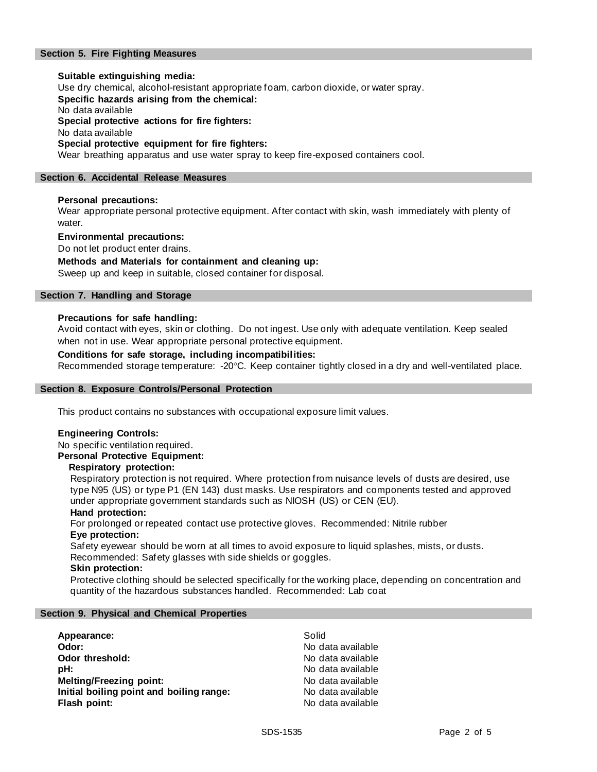## Section 5. Fire Fighting Measures

**Suitable extinguishing media:**
Use dry chemical, alcohol-resistant appropriate foam, carbon dioxide, or water spray.

**Specific hazards arising from the chemical:**
No data available

**Special protective actions for fire fighters:**
No data available

**Special protective equipment for fire fighters:**
Wear breathing apparatus and use water spray to keep fire-exposed containers cool.

## Section 6. Accidental Release Measures

**Personal precautions:**
Wear appropriate personal protective equipment. After contact with skin, wash immediately with plenty of water.

**Environmental precautions:**
Do not let product enter drains.

**Methods and Materials for containment and cleaning up:**
Sweep up and keep in suitable, closed container for disposal.

## Section 7. Handling and Storage

**Precautions for safe handling:**
Avoid contact with eyes, skin or clothing. Do not ingest. Use only with adequate ventilation. Keep sealed when not in use. Wear appropriate personal protective equipment.

**Conditions for safe storage, including incompatibilities:**
Recommended storage temperature: -20°C. Keep container tightly closed in a dry and well-ventilated place.

## Section 8. Exposure Controls/Personal Protection

This product contains no substances with occupational exposure limit values.

**Engineering Controls:**
No specific ventilation required.

**Personal Protective Equipment:**

**Respiratory protection:**
Respiratory protection is not required. Where protection from nuisance levels of dusts are desired, use type N95 (US) or type P1 (EN 143) dust masks. Use respirators and components tested and approved under appropriate government standards such as NIOSH (US) or CEN (EU).

**Hand protection:**
For prolonged or repeated contact use protective gloves. Recommended: Nitrile rubber

**Eye protection:**
Safety eyewear should be worn at all times to avoid exposure to liquid splashes, mists, or dusts. Recommended: Safety glasses with side shields or goggles.

**Skin protection:**
Protective clothing should be selected specifically for the working place, depending on concentration and quantity of the hazardous substances handled. Recommended: Lab coat

## Section 9. Physical and Chemical Properties

| | |
|---|---|
| **Appearance:** | Solid |
| **Odor:** | No data available |
| **Odor threshold:** | No data available |
| **pH:** | No data available |
| **Melting/Freezing point:** | No data available |
| **Initial boiling point and boiling range:** | No data available |
| **Flash point:** | No data available |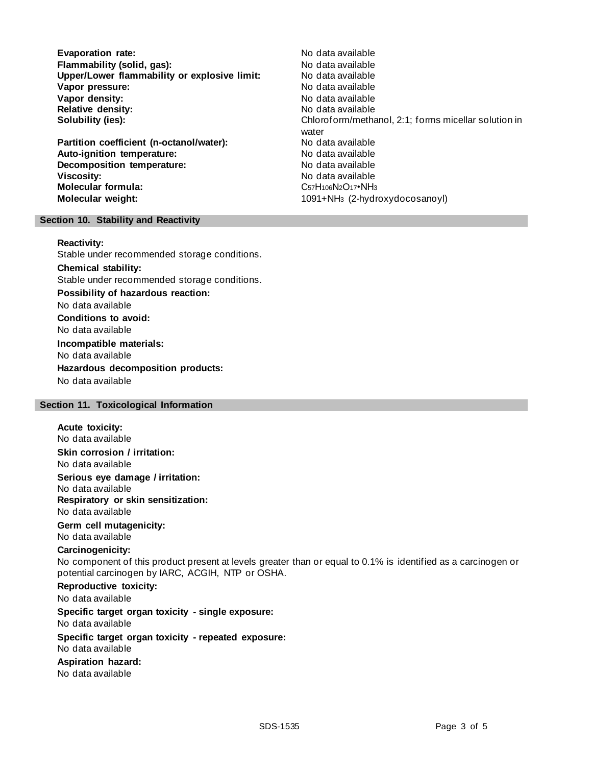**Evaporation rate:** No data available
**Flammability (solid, gas):** No data available
**Upper/Lower flammability or explosive limit:** No data available
**Vapor pressure:** No data available
**Vapor density:** No data available
**Relative density:** No data available
**Solubility (ies):** Chloroform/methanol, 2:1; forms micellar solution in water
**Partition coefficient (n-octanol/water):** No data available
**Auto-ignition temperature:** No data available
**Decomposition temperature:** No data available
**Viscosity:** No data available
**Molecular formula:** $C_{57}H_{106}N_2O_{17}$•$NH_3$
**Molecular weight:** 1091+$NH_3$ (2-hydroxydocosanoyl)

## Section 10. Stability and Reactivity

**Reactivity:**
Stable under recommended storage conditions.

**Chemical stability:**
Stable under recommended storage conditions.

**Possibility of hazardous reaction:**
No data available

**Conditions to avoid:**
No data available

**Incompatible materials:**
No data available

**Hazardous decomposition products:**
No data available

## Section 11. Toxicological Information

**Acute toxicity:**
No data available

**Skin corrosion / irritation:**
No data available

**Serious eye damage / irritation:**
No data available

**Respiratory or skin sensitization:**
No data available

**Germ cell mutagenicity:**
No data available

**Carcinogenicity:**
No component of this product present at levels greater than or equal to 0.1% is identified as a carcinogen or potential carcinogen by IARC, ACGIH, NTP or OSHA.

**Reproductive toxicity:**
No data available

**Specific target organ toxicity - single exposure:**
No data available

**Specific target organ toxicity - repeated exposure:**
No data available

**Aspiration hazard:**
No data available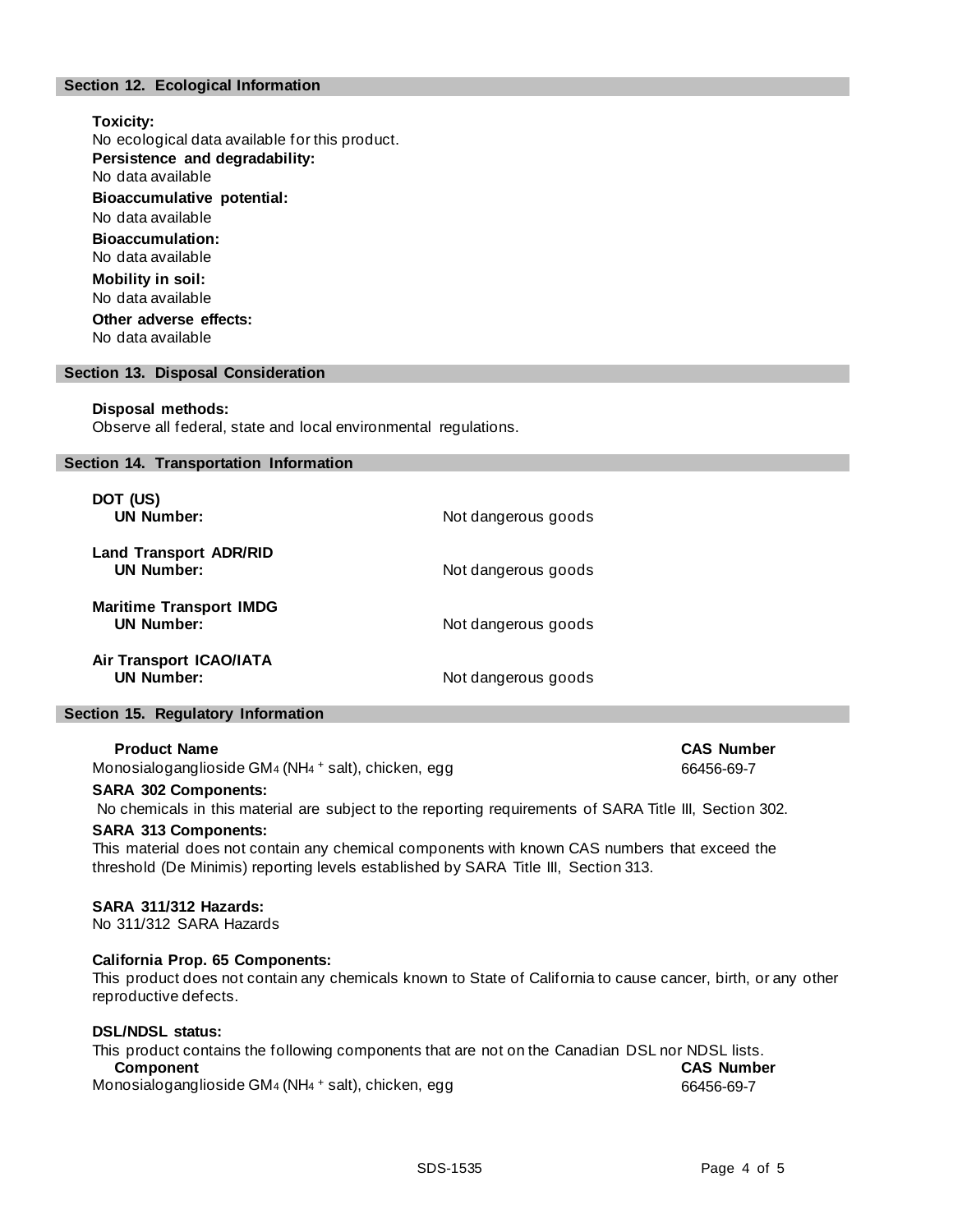## Section 12. Ecological Information

**Toxicity:**
No ecological data available for this product.

**Persistence and degradability:**
No data available

**Bioaccumulative potential:**
No data available

**Bioaccumulation:**
No data available

**Mobility in soil:**
No data available

**Other adverse effects:**
No data available

## Section 13. Disposal Consideration

**Disposal methods:**
Observe all federal, state and local environmental regulations.

## Section 14. Transportation Information

| | |
|---|---|
| **DOT (US)** | |
| **UN Number:** | Not dangerous goods |
| **Land Transport ADR/RID** | |
| **UN Number:** | Not dangerous goods |
| **Maritime Transport IMDG** | |
| **UN Number:** | Not dangerous goods |
| **Air Transport ICAO/IATA** | |
| **UN Number:** | Not dangerous goods |

## Section 15. Regulatory Information

| Product Name | CAS Number |
|---|---|
| Monosialoganglioside $GM_4$ ($NH_4^+$ salt), chicken, egg | 66456-69-7 |

**SARA 302 Components:**
No chemicals in this material are subject to the reporting requirements of SARA Title III, Section 302.

**SARA 313 Components:**
This material does not contain any chemical components with known CAS numbers that exceed the threshold (De Minimis) reporting levels established by SARA Title III, Section 313.

**SARA 311/312 Hazards:**
No 311/312 SARA Hazards

**California Prop. 65 Components:**
This product does not contain any chemicals known to State of California to cause cancer, birth, or any other reproductive defects.

**DSL/NDSL status:**
This product contains the following components that are not on the Canadian DSL nor NDSL lists.

| Component | CAS Number |
|---|---|
| Monosialoganglioside $GM_4$ ($NH_4^+$ salt), chicken, egg | 66456-69-7 |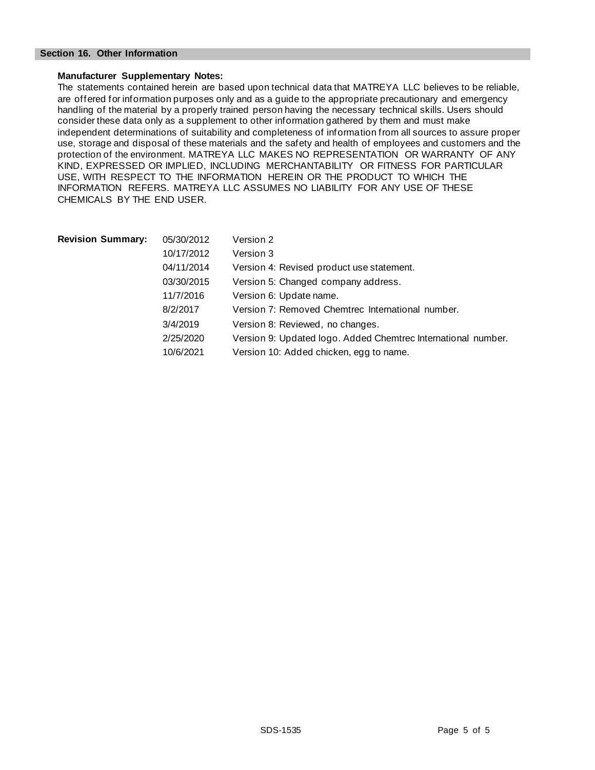## Section 16. Other Information

**Manufacturer Supplementary Notes:**

The statements contained herein are based upon technical data that MATREYA LLC believes to be reliable, are offered for information purposes only and as a guide to the appropriate precautionary and emergency handling of the material by a properly trained person having the necessary technical skills. Users should consider these data only as a supplement to other information gathered by them and must make independent determinations of suitability and completeness of information from all sources to assure proper use, storage and disposal of these materials and the safety and health of employees and customers and the protection of the environment. MATREYA LLC MAKES NO REPRESENTATION OR WARRANTY OF ANY KIND, EXPRESSED OR IMPLIED, INCLUDING MERCHANTABILITY OR FITNESS FOR PARTICULAR USE, WITH RESPECT TO THE INFORMATION HEREIN OR THE PRODUCT TO WHICH THE INFORMATION REFERS. MATREYA LLC ASSUMES NO LIABILITY FOR ANY USE OF THESE CHEMICALS BY THE END USER.

| | | |
|---|---|---|
| **Revision Summary:** | 05/30/2012 | Version 2 |
| | 10/17/2012 | Version 3 |
| | 04/11/2014 | Version 4: Revised product use statement. |
| | 03/30/2015 | Version 5: Changed company address. |
| | 11/7/2016 | Version 6: Update name. |
| | 8/2/2017 | Version 7: Removed Chemtrec International number. |
| | 3/4/2019 | Version 8: Reviewed, no changes. |
| | 2/25/2020 | Version 9: Updated logo. Added Chemtrec International number. |
| | 10/6/2021 | Version 10: Added chicken, egg to name. |

SDS-1535